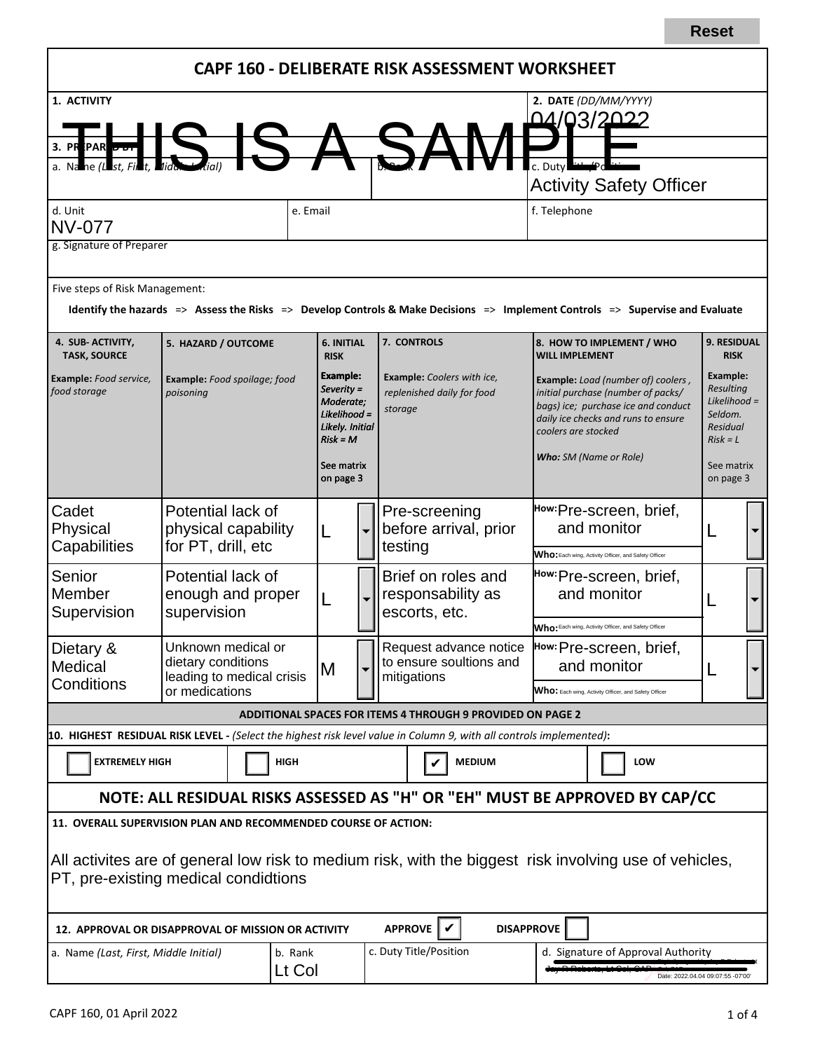Reset

# CAPF 160 - DELIBERATE RISK ASSESSMENT WORKSHEET

THIS IS A SAMPLE

| 1. ACTIVITY | | 2. DATE *(DD/MM/YYYY)* 04/03/2022 |
|---|---|---|
| **3. PREPARED BY** | | |
| a. Name *(Last, First, Middle Initial)* | b. Rank | c. Duty Title/Position Activity Safety Officer |
| d. Unit NV-077 | e. Email | f. Telephone |
| g. Signature of Preparer | | |

Five steps of Risk Management:

**Identify the hazards => Assess the Risks => Develop Controls & Make Decisions => Implement Controls => Supervise and Evaluate**

| 4. SUB- ACTIVITY, TASK, SOURCE | 5. HAZARD / OUTCOME | 6. INITIAL RISK | 7. CONTROLS | 8. HOW TO IMPLEMENT / WHO WILL IMPLEMENT | 9. RESIDUAL RISK |
|---|---|---|---|---|---|
| **Example:** *Food service, food storage* | **Example:** *Food spoilage; food poisoning* | **Example:** *Severity = Moderate; Likelihood = Likely. Initial Risk = M* See matrix on page 3 | **Example:** *Coolers with ice, replenished daily for food storage* | **Example:** *Load (number of) coolers, initial purchase (number of packs/ bags) ice; purchase ice and conduct daily ice checks and runs to ensure coolers are stocked* **Who:** *SM (Name or Role)* | **Example:** *Resulting Likelihood = Seldom. Residual Risk = L* See matrix on page 3 |
| Cadet Physical Capabilities | Potential lack of physical capability for PT, drill, etc | L | Pre-screening before arrival, prior testing | How: Pre-screen, brief, and monitor<br>Who: Each wing, Activity Officer, and Safety Officer | L |
| Senior Member Supervision | Potential lack of enough and proper supervision | L | Brief on roles and responsability as escorts, etc. | How: Pre-screen, brief, and monitor<br>Who: Each wing, Activity Officer, and Safety Officer | L |
| Dietary & Medical Conditions | Unknown medical or dietary conditions leading to medical crisis or medications | M | Request advance notice to ensure soultions and mitigations | How: Pre-screen, brief, and monitor<br>Who: Each wing, Activity Officer, and Safety Officer | L |

**ADDITIONAL SPACES FOR ITEMS 4 THROUGH 9 PROVIDED ON PAGE 2**

**10. HIGHEST RESIDUAL RISK LEVEL -** *(Select the highest risk level value in Column 9, with all controls implemented)*:

☐ EXTREMELY HIGH ☐ HIGH ☑ MEDIUM ☐ LOW

**NOTE: ALL RESIDUAL RISKS ASSESSED AS "H" OR "EH" MUST BE APPROVED BY CAP/CC**

**11. OVERALL SUPERVISION PLAN AND RECOMMENDED COURSE OF ACTION:**

All activites are of general low risk to medium risk, with the biggest risk involving use of vehicles, PT, pre-existing medical condidtions

**12. APPROVAL OR DISAPPROVAL OF MISSION OR ACTIVITY** APPROVE ☑ DISAPPROVE ☐

| a. Name *(Last, First, Middle Initial)* | b. Rank | c. Duty Title/Position | d. Signature of Approval Authority |
|---|---|---|---|
| | Lt Col | | Date: 2022.04.04 09:07:55 -07'00' |

CAPF 160, 01 April 2022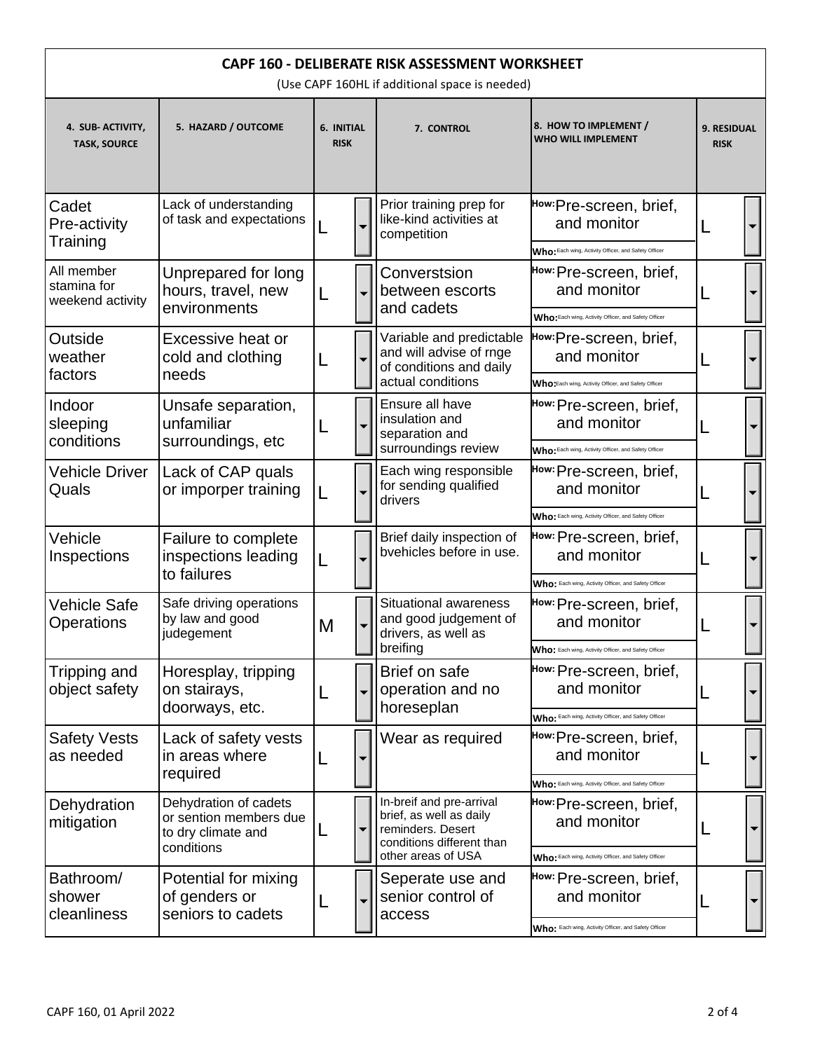## CAPF 160 - DELIBERATE RISK ASSESSMENT WORKSHEET

(Use CAPF 160HL if additional space is needed)

| 4. SUB- ACTIVITY, TASK, SOURCE | 5. HAZARD / OUTCOME | 6. INITIAL RISK | 7. CONTROL | 8. HOW TO IMPLEMENT / WHO WILL IMPLEMENT | 9. RESIDUAL RISK |
|---|---|---|---|---|---|
| Cadet Pre-activity Training | Lack of understanding of task and expectations | L | Prior training prep for like-kind activities at competition | How: Pre-screen, brief, and monitor<br>Who: Each wing, Activity Officer, and Safety Officer | L |
| All member stamina for weekend activity | Unprepared for long hours, travel, new environments | L | Converstsion between escorts and cadets | How: Pre-screen, brief, and monitor<br>Who: Each wing, Activity Officer, and Safety Officer | L |
| Outside weather factors | Excessive heat or cold and clothing needs | L | Variable and predictable and will advise of rnge of conditions and daily actual conditions | How: Pre-screen, brief, and monitor<br>Who: Each wing, Activity Officer, and Safety Officer | L |
| Indoor sleeping conditions | Unsafe separation, unfamiliar surroundings, etc | L | Ensure all have insulation and separation and surroundings review | How: Pre-screen, brief, and monitor<br>Who: Each wing, Activity Officer, and Safety Officer | L |
| Vehicle Driver Quals | Lack of CAP quals or imporper training | L | Each wing responsible for sending qualified drivers | How: Pre-screen, brief, and monitor<br>Who: Each wing, Activity Officer, and Safety Officer | L |
| Vehicle Inspections | Failure to complete inspections leading to failures | L | Brief daily inspection of bvehicles before in use. | How: Pre-screen, brief, and monitor<br>Who: Each wing, Activity Officer, and Safety Officer | L |
| Vehicle Safe Operations | Safe driving operations by law and good judgement | M | Situational awareness and good judgement of drivers, as well as breifing | How: Pre-screen, brief, and monitor<br>Who: Each wing, Activity Officer, and Safety Officer | L |
| Tripping and object safety | Horesplay, tripping on stairays, doorways, etc. | L | Brief on safe operation and no horeseplan | How: Pre-screen, brief, and monitor<br>Who: Each wing, Activity Officer, and Safety Officer | L |
| Safety Vests as needed | Lack of safety vests in areas where required | L | Wear as required | How: Pre-screen, brief, and monitor<br>Who: Each wing, Activity Officer, and Safety Officer | L |
| Dehydration mitigation | Dehydration of cadets or sention members due to dry climate and conditions | L | In-breif and pre-arrival brief, as well as daily reminders. Desert conditions different than other areas of USA | How: Pre-screen, brief, and monitor<br>Who: Each wing, Activity Officer, and Safety Officer | L |
| Bathroom/ shower cleanliness | Potential for mixing of genders or seniors to cadets | L | Seperate use and senior control of access | How: Pre-screen, brief, and monitor<br>Who: Each wing, Activity Officer, and Safety Officer | L |

CAPF 160, 01 April 2022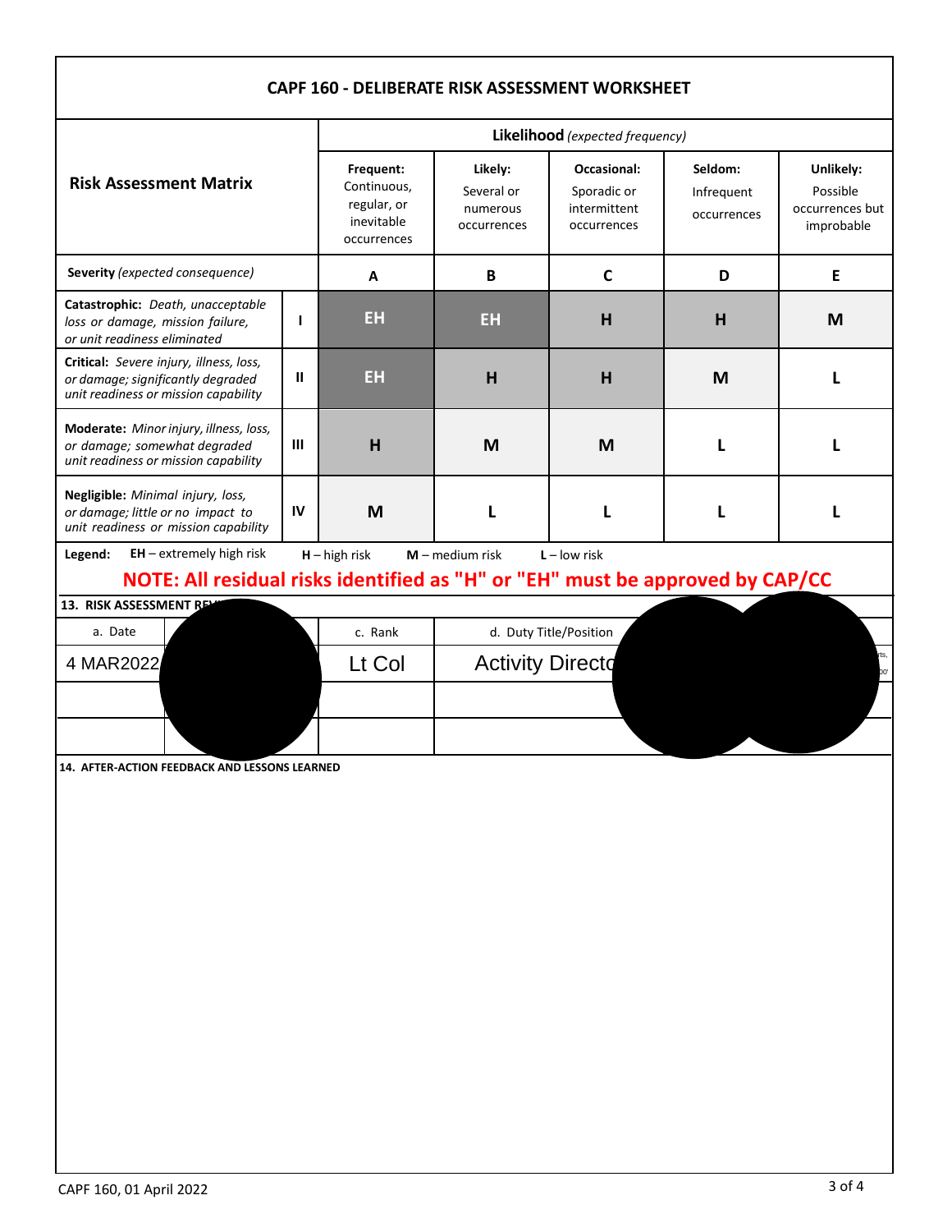# CAPF 160 - DELIBERATE RISK ASSESSMENT WORKSHEET

| Risk Assessment Matrix | | Likelihood *(expected frequency)* | | | | |
|---|---|---|---|---|---|---|
| | | **Frequent:** Continuous, regular, or inevitable occurrences | **Likely:** Several or numerous occurrences | **Occasional:** Sporadic or intermittent occurrences | **Seldom:** Infrequent occurrences | **Unlikely:** Possible occurrences but improbable |
| **Severity** *(expected consequence)* | | **A** | **B** | **C** | **D** | **E** |
| **Catastrophic:** *Death, unacceptable loss or damage, mission failure, or unit readiness eliminated* | **I** | **EH** | **EH** | **H** | **H** | **M** |
| **Critical:** *Severe injury, illness, loss, or damage; significantly degraded unit readiness or mission capability* | **II** | **EH** | **H** | **H** | **M** | **L** |
| **Moderate:** *Minor injury, illness, loss, or damage; somewhat degraded unit readiness or mission capability* | **III** | **H** | **M** | **M** | **L** | **L** |
| **Negligible:** *Minimal injury, loss, or damage; little or no impact to unit readiness or mission capability* | **IV** | **M** | **L** | **L** | **L** | **L** |

**Legend:** **EH** – extremely high risk **H** – high risk **M** – medium risk **L** – low risk

**NOTE: All residual risks identified as "H" or "EH" must be approved by CAP/CC**

**13. RISK ASSESSMENT RE**

| a. Date | | c. Rank | d. Duty Title/Position | |
|---|---|---|---|---|
| 4 MAR2022 | | Lt Col | Activity Directo | |
| | | | | |
| | | | | |

**14. AFTER-ACTION FEEDBACK AND LESSONS LEARNED**

CAPF 160, 01 April 2022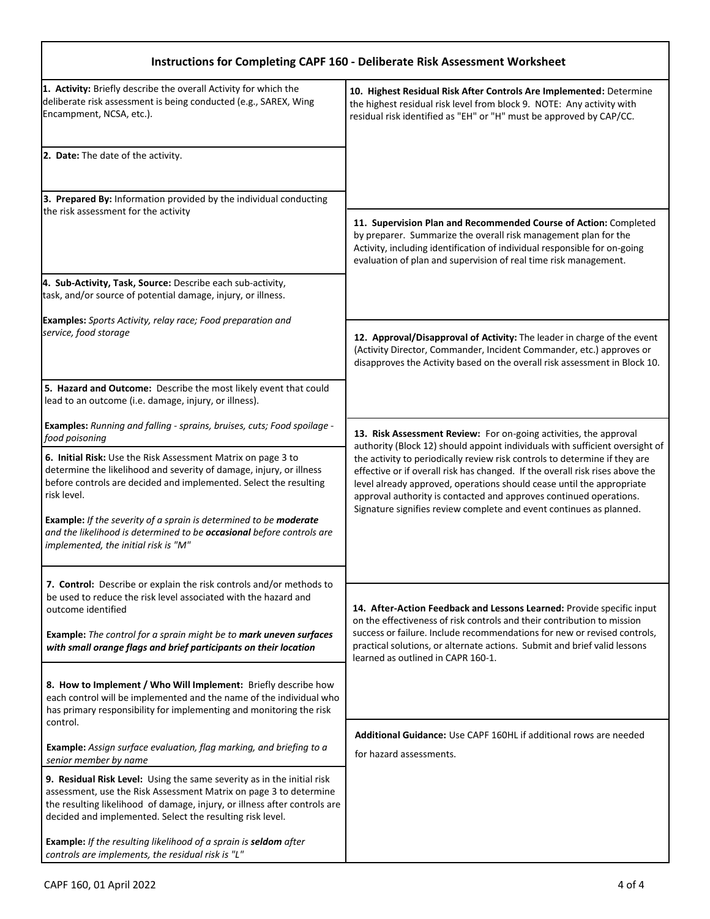## Instructions for Completing CAPF 160 - Deliberate Risk Assessment Worksheet

**1. Activity:** Briefly describe the overall Activity for which the deliberate risk assessment is being conducted (e.g., SAREX, Wing Encampment, NCSA, etc.).

**2. Date:** The date of the activity.

**3. Prepared By:** Information provided by the individual conducting the risk assessment for the activity

**4. Sub-Activity, Task, Source:** Describe each sub-activity, task, and/or source of potential damage, injury, or illness.

**Examples:** *Sports Activity, relay race; Food preparation and service, food storage*

**5. Hazard and Outcome:** Describe the most likely event that could lead to an outcome (i.e. damage, injury, or illness).

**Examples:** *Running and falling - sprains, bruises, cuts; Food spoilage - food poisoning*

**6. Initial Risk:** Use the Risk Assessment Matrix on page 3 to determine the likelihood and severity of damage, injury, or illness before controls are decided and implemented. Select the resulting risk level.

**Example:** *If the severity of a sprain is determined to be **moderate** and the likelihood is determined to be **occasional** before controls are implemented, the initial risk is "M"*

**7. Control:** Describe or explain the risk controls and/or methods to be used to reduce the risk level associated with the hazard and outcome identified

**Example:** *The control for a sprain might be to **mark uneven surfaces with small orange flags and brief participants on their location***

**8. How to Implement / Who Will Implement:** Briefly describe how each control will be implemented and the name of the individual who has primary responsibility for implementing and monitoring the risk control.

**Example:** *Assign surface evaluation, flag marking, and briefing to a senior member by name*

**9. Residual Risk Level:** Using the same severity as in the initial risk assessment, use the Risk Assessment Matrix on page 3 to determine the resulting likelihood of damage, injury, or illness after controls are decided and implemented. Select the resulting risk level.

**Example:** *If the resulting likelihood of a sprain is **seldom** after controls are implements, the residual risk is "L"*

**10. Highest Residual Risk After Controls Are Implemented:** Determine the highest residual risk level from block 9. NOTE: Any activity with residual risk identified as "EH" or "H" must be approved by CAP/CC.

**11. Supervision Plan and Recommended Course of Action:** Completed by preparer. Summarize the overall risk management plan for the Activity, including identification of individual responsible for on-going evaluation of plan and supervision of real time risk management.

**12. Approval/Disapproval of Activity:** The leader in charge of the event (Activity Director, Commander, Incident Commander, etc.) approves or disapproves the Activity based on the overall risk assessment in Block 10.

**13. Risk Assessment Review:** For on-going activities, the approval authority (Block 12) should appoint individuals with sufficient oversight of the activity to periodically review risk controls to determine if they are effective or if overall risk has changed. If the overall risk rises above the level already approved, operations should cease until the appropriate approval authority is contacted and approves continued operations. Signature signifies review complete and event continues as planned.

**14. After-Action Feedback and Lessons Learned:** Provide specific input on the effectiveness of risk controls and their contribution to mission success or failure. Include recommendations for new or revised controls, practical solutions, or alternate actions. Submit and brief valid lessons learned as outlined in CAPR 160-1.

**Additional Guidance:** Use CAPF 160HL if additional rows are needed for hazard assessments.

CAPF 160, 01 April 2022